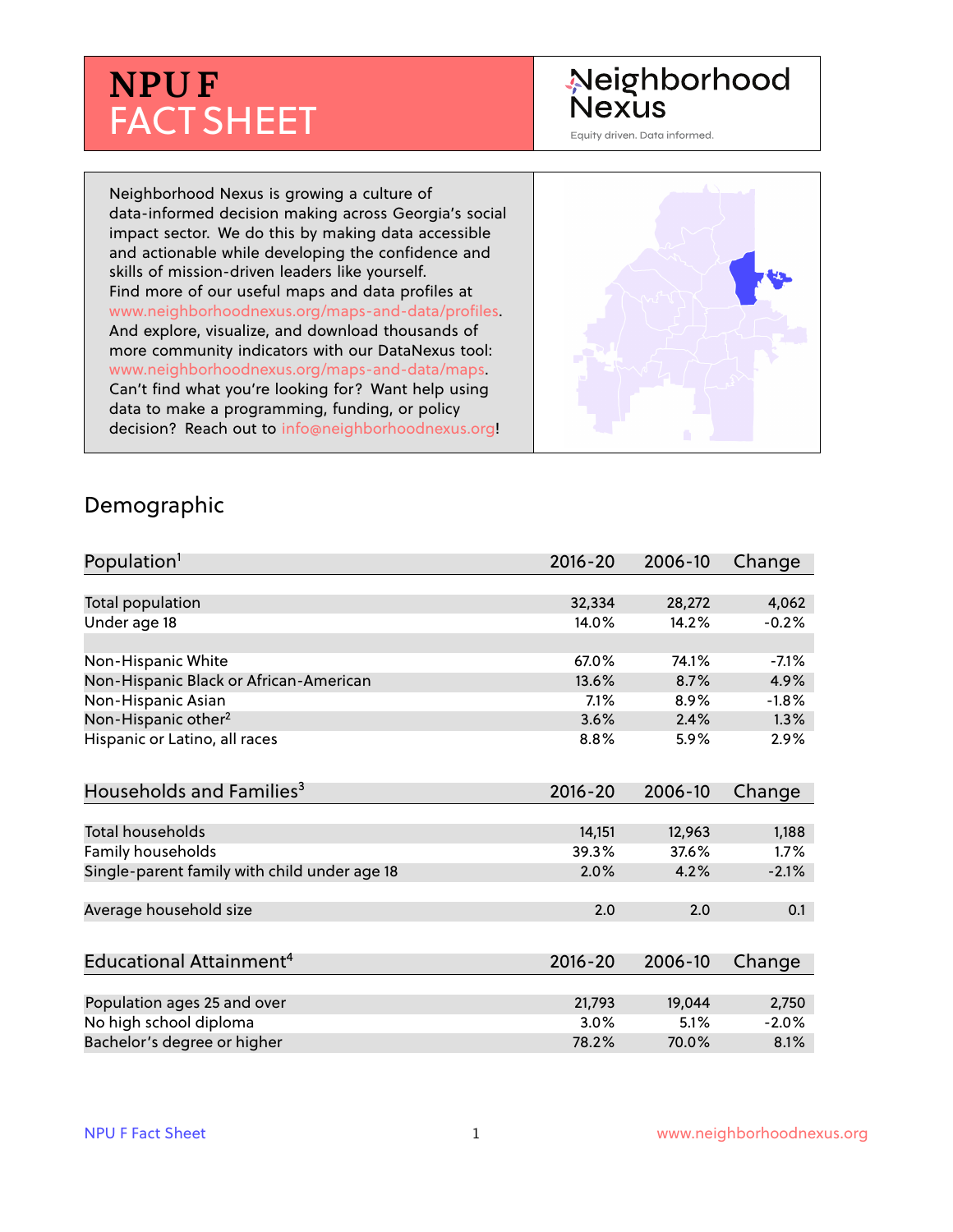# NPU F FACT SHEET

Neighborhood Nexus

Equity driven. Data informed.

Neighborhood Nexus is growing a culture of data-informed decision making across Georgia's social impact sector. We do this by making data accessible and actionable while developing the confidence and skills of mission-driven leaders like yourself. Find more of our useful maps and data profiles at www.neighborhoodnexus.org/maps-and-data/profiles. And explore, visualize, and download thousands of more community indicators with our DataNexus tool: www.neighborhoodnexus.org/maps-and-data/maps. Can't find what you're looking for? Want help using data to make a programming, funding, or policy decision? Reach out to info@neighborhoodnexus.org!

## Demographic

| Population[1] | 2016-20 | 2006-10 | Change |
|---|---|---|---|
| Total population | 32,334 | 28,272 | 4,062 |
| Under age 18 | 14.0% | 14.2% | -0.2% |
| | | | |
| Non-Hispanic White | 67.0% | 74.1% | -7.1% |
| Non-Hispanic Black or African-American | 13.6% | 8.7% | 4.9% |
| Non-Hispanic Asian | 7.1% | 8.9% | -1.8% |
| Non-Hispanic other[2] | 3.6% | 2.4% | 1.3% |
| Hispanic or Latino, all races | 8.8% | 5.9% | 2.9% |

| Households and Families[3] | 2016-20 | 2006-10 | Change |
|---|---|---|---|
| Total households | 14,151 | 12,963 | 1,188 |
| Family households | 39.3% | 37.6% | 1.7% |
| Single-parent family with child under age 18 | 2.0% | 4.2% | -2.1% |
| | | | |
| Average household size | 2.0 | 2.0 | 0.1 |

| Educational Attainment[4] | 2016-20 | 2006-10 | Change |
|---|---|---|---|
| Population ages 25 and over | 21,793 | 19,044 | 2,750 |
| No high school diploma | 3.0% | 5.1% | -2.0% |
| Bachelor's degree or higher | 78.2% | 70.0% | 8.1% |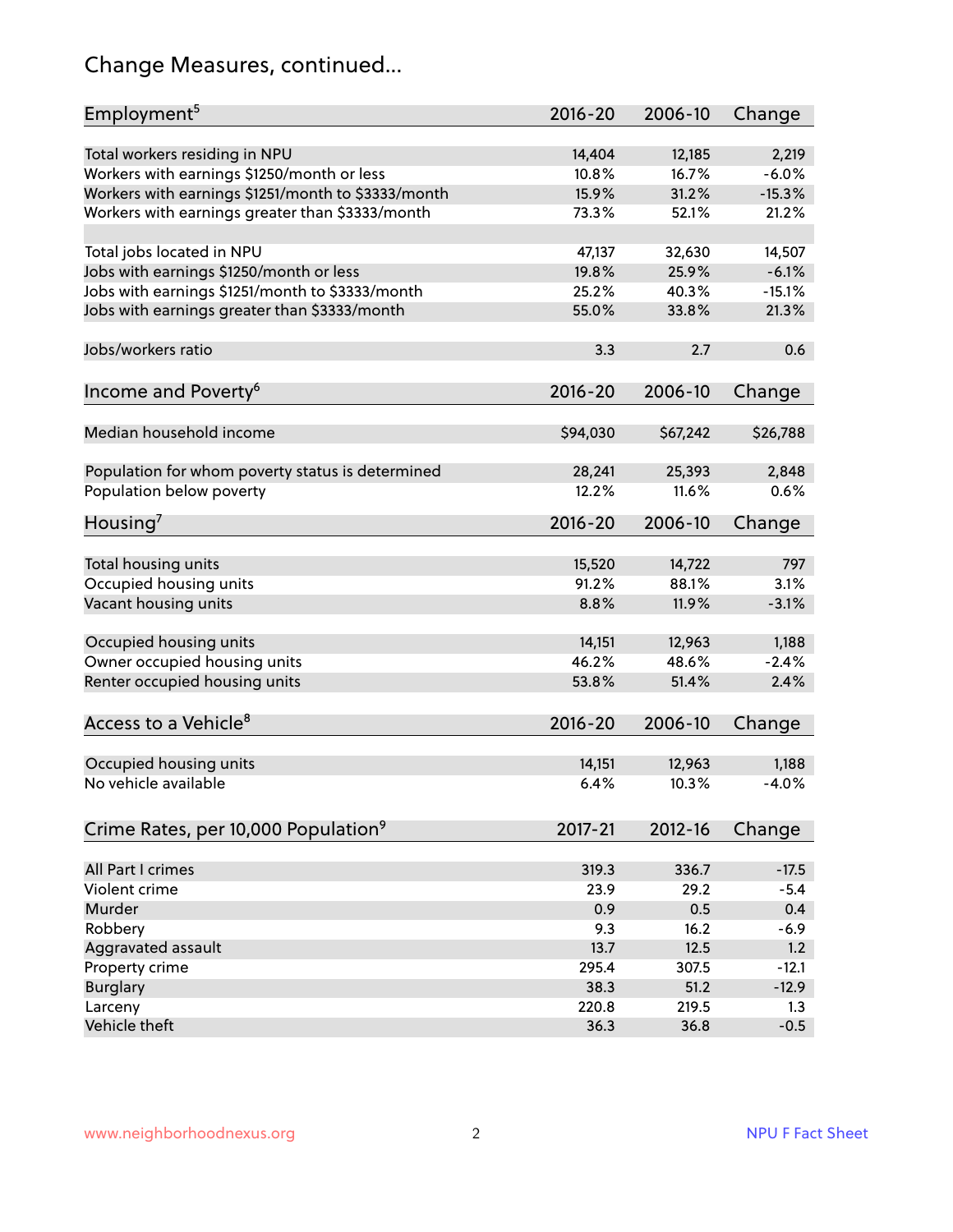## Change Measures, continued...

| Employment[5] | 2016-20 | 2006-10 | Change |
|---|---|---|---|
| Total workers residing in NPU | 14,404 | 12,185 | 2,219 |
| Workers with earnings $1250/month or less | 10.8% | 16.7% | -6.0% |
| Workers with earnings $1251/month to $3333/month | 15.9% | 31.2% | -15.3% |
| Workers with earnings greater than $3333/month | 73.3% | 52.1% | 21.2% |
| | | | |
| Total jobs located in NPU | 47,137 | 32,630 | 14,507 |
| Jobs with earnings $1250/month or less | 19.8% | 25.9% | -6.1% |
| Jobs with earnings $1251/month to $3333/month | 25.2% | 40.3% | -15.1% |
| Jobs with earnings greater than $3333/month | 55.0% | 33.8% | 21.3% |
| | | | |
| Jobs/workers ratio | 3.3 | 2.7 | 0.6 |

| Income and Poverty[6] | 2016-20 | 2006-10 | Change |
|---|---|---|---|
| Median household income | $94,030 | $67,242 | $26,788 |
| | | | |
| Population for whom poverty status is determined | 28,241 | 25,393 | 2,848 |
| Population below poverty | 12.2% | 11.6% | 0.6% |

| Housing[7] | 2016-20 | 2006-10 | Change |
|---|---|---|---|
| Total housing units | 15,520 | 14,722 | 797 |
| Occupied housing units | 91.2% | 88.1% | 3.1% |
| Vacant housing units | 8.8% | 11.9% | -3.1% |
| | | | |
| Occupied housing units | 14,151 | 12,963 | 1,188 |
| Owner occupied housing units | 46.2% | 48.6% | -2.4% |
| Renter occupied housing units | 53.8% | 51.4% | 2.4% |

| Access to a Vehicle[8] | 2016-20 | 2006-10 | Change |
|---|---|---|---|
| Occupied housing units | 14,151 | 12,963 | 1,188 |
| No vehicle available | 6.4% | 10.3% | -4.0% |

| Crime Rates, per 10,000 Population[9] | 2017-21 | 2012-16 | Change |
|---|---|---|---|
| All Part I crimes | 319.3 | 336.7 | -17.5 |
| Violent crime | 23.9 | 29.2 | -5.4 |
| Murder | 0.9 | 0.5 | 0.4 |
| Robbery | 9.3 | 16.2 | -6.9 |
| Aggravated assault | 13.7 | 12.5 | 1.2 |
| Property crime | 295.4 | 307.5 | -12.1 |
| Burglary | 38.3 | 51.2 | -12.9 |
| Larceny | 220.8 | 219.5 | 1.3 |
| Vehicle theft | 36.3 | 36.8 | -0.5 |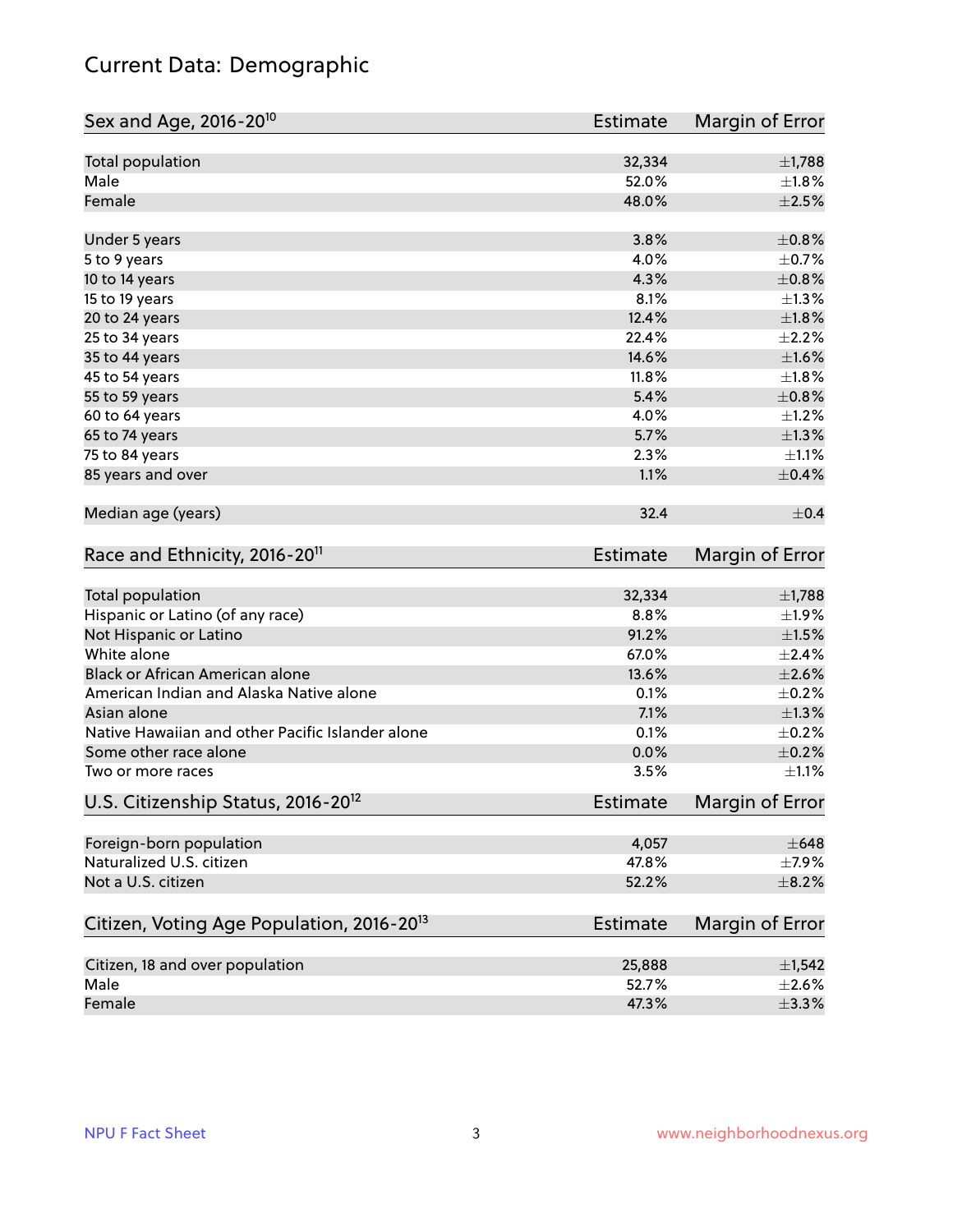# Current Data: Demographic

| Sex and Age, 2016-20[10] | Estimate | Margin of Error |
|---|---|---|
| Total population | 32,334 | ±1,788 |
| Male | 52.0% | ±1.8% |
| Female | 48.0% | ±2.5% |
| Under 5 years | 3.8% | ±0.8% |
| 5 to 9 years | 4.0% | ±0.7% |
| 10 to 14 years | 4.3% | ±0.8% |
| 15 to 19 years | 8.1% | ±1.3% |
| 20 to 24 years | 12.4% | ±1.8% |
| 25 to 34 years | 22.4% | ±2.2% |
| 35 to 44 years | 14.6% | ±1.6% |
| 45 to 54 years | 11.8% | ±1.8% |
| 55 to 59 years | 5.4% | ±0.8% |
| 60 to 64 years | 4.0% | ±1.2% |
| 65 to 74 years | 5.7% | ±1.3% |
| 75 to 84 years | 2.3% | ±1.1% |
| 85 years and over | 1.1% | ±0.4% |
| Median age (years) | 32.4 | ±0.4 |

| Race and Ethnicity, 2016-20[11] | Estimate | Margin of Error |
|---|---|---|
| Total population | 32,334 | ±1,788 |
| Hispanic or Latino (of any race) | 8.8% | ±1.9% |
| Not Hispanic or Latino | 91.2% | ±1.5% |
| White alone | 67.0% | ±2.4% |
| Black or African American alone | 13.6% | ±2.6% |
| American Indian and Alaska Native alone | 0.1% | ±0.2% |
| Asian alone | 7.1% | ±1.3% |
| Native Hawaiian and other Pacific Islander alone | 0.1% | ±0.2% |
| Some other race alone | 0.0% | ±0.2% |
| Two or more races | 3.5% | ±1.1% |

| U.S. Citizenship Status, 2016-20[12] | Estimate | Margin of Error |
|---|---|---|
| Foreign-born population | 4,057 | ±648 |
| Naturalized U.S. citizen | 47.8% | ±7.9% |
| Not a U.S. citizen | 52.2% | ±8.2% |

| Citizen, Voting Age Population, 2016-20[13] | Estimate | Margin of Error |
|---|---|---|
| Citizen, 18 and over population | 25,888 | ±1,542 |
| Male | 52.7% | ±2.6% |
| Female | 47.3% | ±3.3% |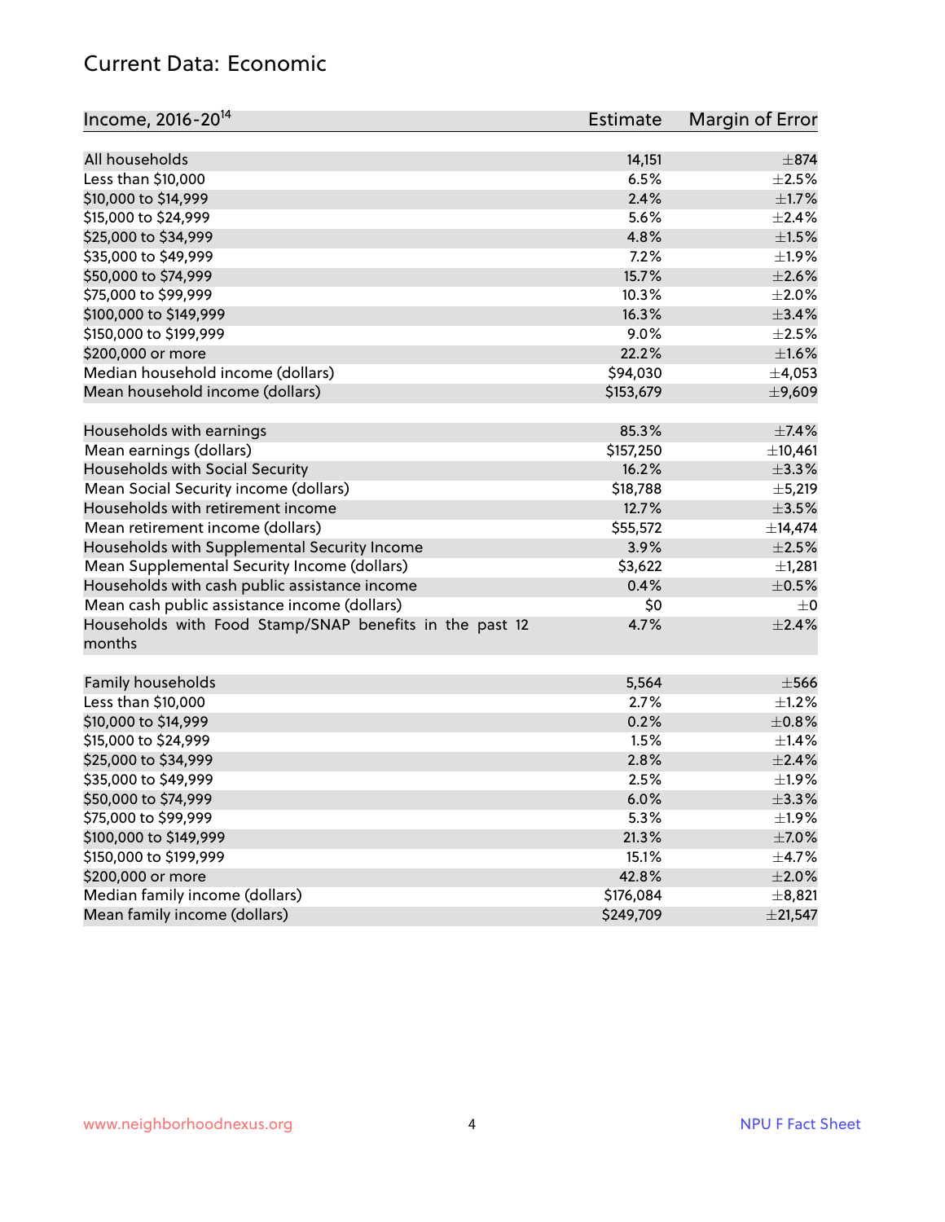## Current Data: Economic

| Income, 2016-20[14] | Estimate | Margin of Error |
|---|---|---|
| All households | 14,151 | ±874 |
| Less than $10,000 | 6.5% | ±2.5% |
| $10,000 to $14,999 | 2.4% | ±1.7% |
| $15,000 to $24,999 | 5.6% | ±2.4% |
| $25,000 to $34,999 | 4.8% | ±1.5% |
| $35,000 to $49,999 | 7.2% | ±1.9% |
| $50,000 to $74,999 | 15.7% | ±2.6% |
| $75,000 to $99,999 | 10.3% | ±2.0% |
| $100,000 to $149,999 | 16.3% | ±3.4% |
| $150,000 to $199,999 | 9.0% | ±2.5% |
| $200,000 or more | 22.2% | ±1.6% |
| Median household income (dollars) | $94,030 | ±4,053 |
| Mean household income (dollars) | $153,679 | ±9,609 |
| | | |
| Households with earnings | 85.3% | ±7.4% |
| Mean earnings (dollars) | $157,250 | ±10,461 |
| Households with Social Security | 16.2% | ±3.3% |
| Mean Social Security income (dollars) | $18,788 | ±5,219 |
| Households with retirement income | 12.7% | ±3.5% |
| Mean retirement income (dollars) | $55,572 | ±14,474 |
| Households with Supplemental Security Income | 3.9% | ±2.5% |
| Mean Supplemental Security Income (dollars) | $3,622 | ±1,281 |
| Households with cash public assistance income | 0.4% | ±0.5% |
| Mean cash public assistance income (dollars) | $0 | ±0 |
| Households with Food Stamp/SNAP benefits in the past 12 months | 4.7% | ±2.4% |
| | | |
| Family households | 5,564 | ±566 |
| Less than $10,000 | 2.7% | ±1.2% |
| $10,000 to $14,999 | 0.2% | ±0.8% |
| $15,000 to $24,999 | 1.5% | ±1.4% |
| $25,000 to $34,999 | 2.8% | ±2.4% |
| $35,000 to $49,999 | 2.5% | ±1.9% |
| $50,000 to $74,999 | 6.0% | ±3.3% |
| $75,000 to $99,999 | 5.3% | ±1.9% |
| $100,000 to $149,999 | 21.3% | ±7.0% |
| $150,000 to $199,999 | 15.1% | ±4.7% |
| $200,000 or more | 42.8% | ±2.0% |
| Median family income (dollars) | $176,084 | ±8,821 |
| Mean family income (dollars) | $249,709 | ±21,547 |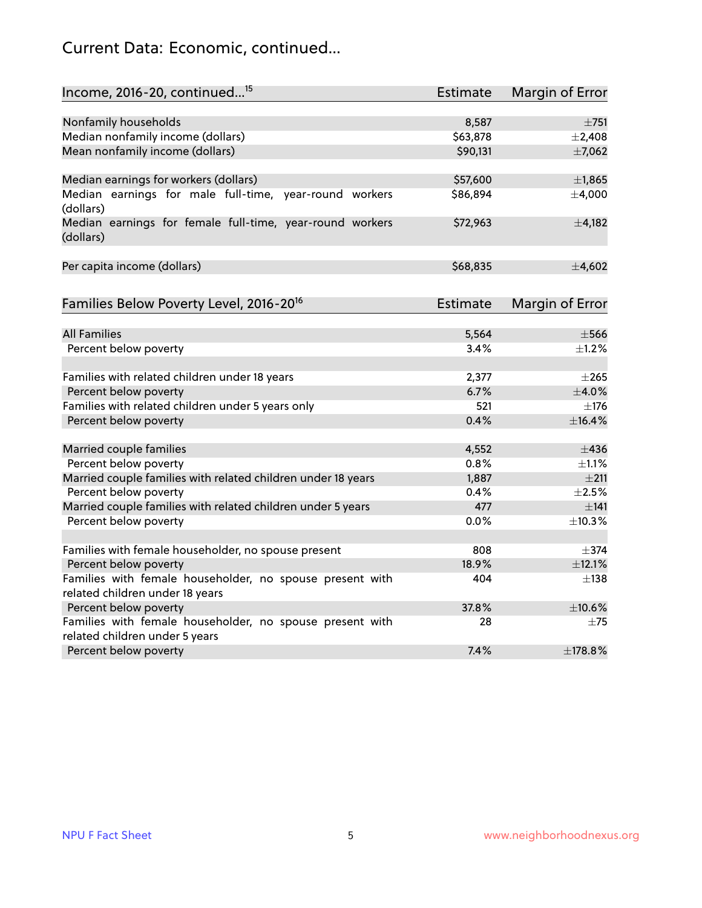# Current Data: Economic, continued...

| Income, 2016-20, continued...[15] | Estimate | Margin of Error |
|---|---|---|
| Nonfamily households | 8,587 | ±751 |
| Median nonfamily income (dollars) | $63,878 | ±2,408 |
| Mean nonfamily income (dollars) | $90,131 | ±7,062 |
| | | |
| Median earnings for workers (dollars) | $57,600 | ±1,865 |
| Median earnings for male full-time, year-round workers (dollars) | $86,894 | ±4,000 |
| Median earnings for female full-time, year-round workers (dollars) | $72,963 | ±4,182 |
| | | |
| Per capita income (dollars) | $68,835 | ±4,602 |

| Families Below Poverty Level, 2016-20[16] | Estimate | Margin of Error |
|---|---|---|
| All Families | 5,564 | ±566 |
| Percent below poverty | 3.4% | ±1.2% |
| | | |
| Families with related children under 18 years | 2,377 | ±265 |
| Percent below poverty | 6.7% | ±4.0% |
| Families with related children under 5 years only | 521 | ±176 |
| Percent below poverty | 0.4% | ±16.4% |
| | | |
| Married couple families | 4,552 | ±436 |
| Percent below poverty | 0.8% | ±1.1% |
| Married couple families with related children under 18 years | 1,887 | ±211 |
| Percent below poverty | 0.4% | ±2.5% |
| Married couple families with related children under 5 years | 477 | ±141 |
| Percent below poverty | 0.0% | ±10.3% |
| | | |
| Families with female householder, no spouse present | 808 | ±374 |
| Percent below poverty | 18.9% | ±12.1% |
| Families with female householder, no spouse present with related children under 18 years | 404 | ±138 |
| Percent below poverty | 37.8% | ±10.6% |
| Families with female householder, no spouse present with related children under 5 years | 28 | ±75 |
| Percent below poverty | 7.4% | ±178.8% |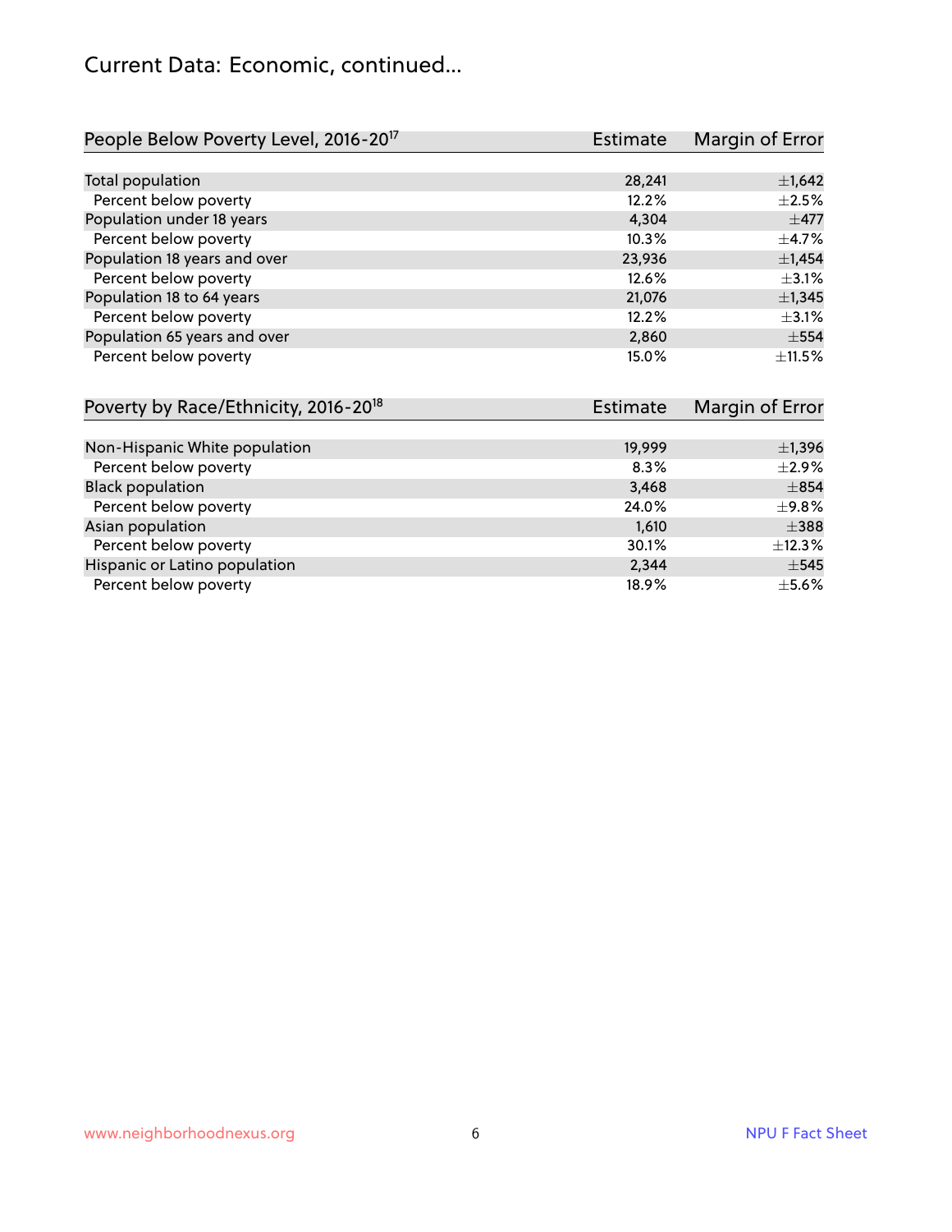# Current Data: Economic, continued...

| People Below Poverty Level, 2016-20[17] | Estimate | Margin of Error |
|---|---|---|
| Total population | 28,241 | ±1,642 |
| Percent below poverty | 12.2% | ±2.5% |
| Population under 18 years | 4,304 | ±477 |
| Percent below poverty | 10.3% | ±4.7% |
| Population 18 years and over | 23,936 | ±1,454 |
| Percent below poverty | 12.6% | ±3.1% |
| Population 18 to 64 years | 21,076 | ±1,345 |
| Percent below poverty | 12.2% | ±3.1% |
| Population 65 years and over | 2,860 | ±554 |
| Percent below poverty | 15.0% | ±11.5% |

| Poverty by Race/Ethnicity, 2016-20[18] | Estimate | Margin of Error |
|---|---|---|
| Non-Hispanic White population | 19,999 | ±1,396 |
| Percent below poverty | 8.3% | ±2.9% |
| Black population | 3,468 | ±854 |
| Percent below poverty | 24.0% | ±9.8% |
| Asian population | 1,610 | ±388 |
| Percent below poverty | 30.1% | ±12.3% |
| Hispanic or Latino population | 2,344 | ±545 |
| Percent below poverty | 18.9% | ±5.6% |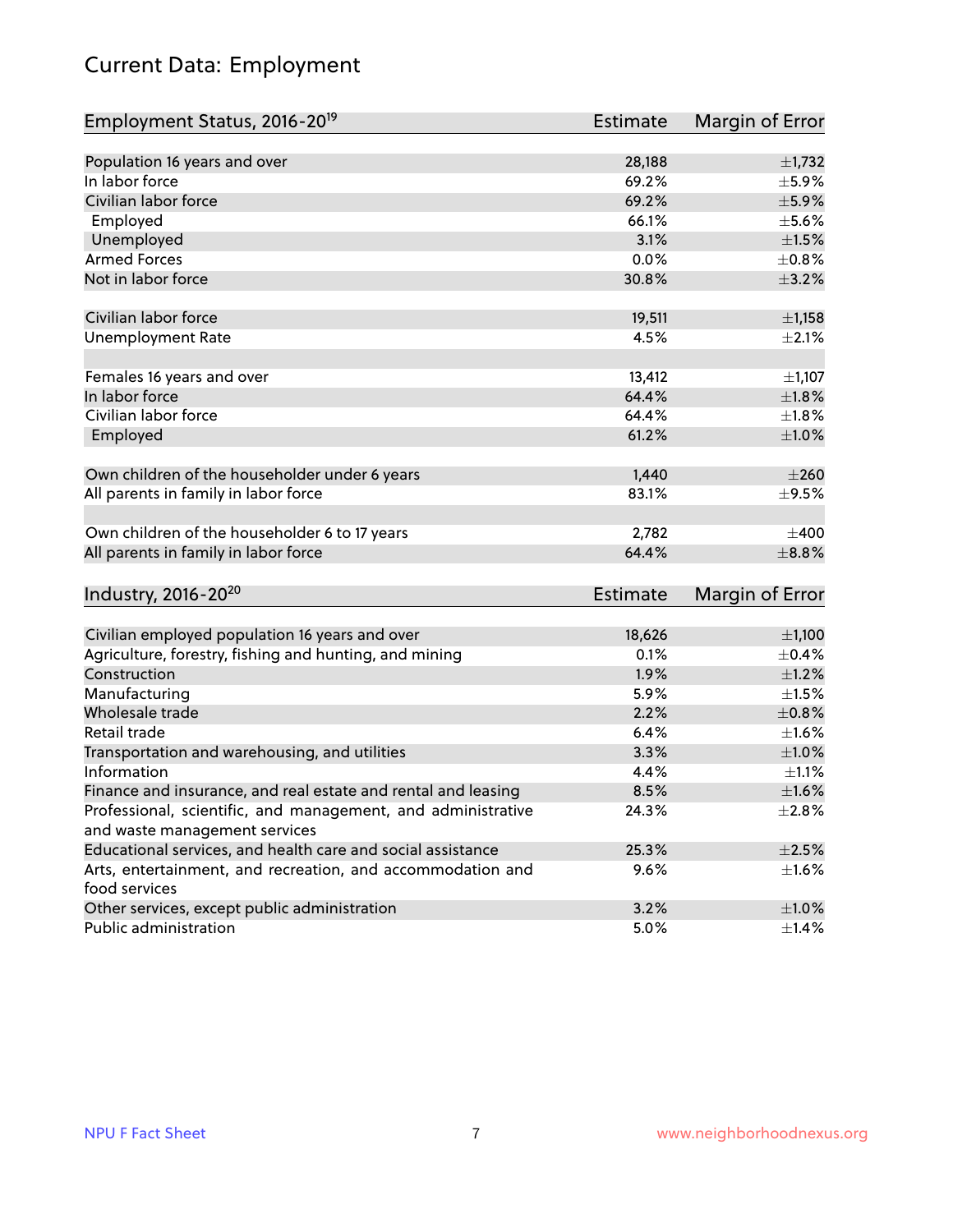# Current Data: Employment

| Employment Status, 2016-20[19] | Estimate | Margin of Error |
|---|---|---|
| Population 16 years and over | 28,188 | ±1,732 |
| In labor force | 69.2% | ±5.9% |
| Civilian labor force | 69.2% | ±5.9% |
| Employed | 66.1% | ±5.6% |
| Unemployed | 3.1% | ±1.5% |
| Armed Forces | 0.0% | ±0.8% |
| Not in labor force | 30.8% | ±3.2% |
| | | |
| Civilian labor force | 19,511 | ±1,158 |
| Unemployment Rate | 4.5% | ±2.1% |
| | | |
| Females 16 years and over | 13,412 | ±1,107 |
| In labor force | 64.4% | ±1.8% |
| Civilian labor force | 64.4% | ±1.8% |
| Employed | 61.2% | ±1.0% |
| | | |
| Own children of the householder under 6 years | 1,440 | ±260 |
| All parents in family in labor force | 83.1% | ±9.5% |
| | | |
| Own children of the householder 6 to 17 years | 2,782 | ±400 |
| All parents in family in labor force | 64.4% | ±8.8% |

| Industry, 2016-20[20] | Estimate | Margin of Error |
|---|---|---|
| Civilian employed population 16 years and over | 18,626 | ±1,100 |
| Agriculture, forestry, fishing and hunting, and mining | 0.1% | ±0.4% |
| Construction | 1.9% | ±1.2% |
| Manufacturing | 5.9% | ±1.5% |
| Wholesale trade | 2.2% | ±0.8% |
| Retail trade | 6.4% | ±1.6% |
| Transportation and warehousing, and utilities | 3.3% | ±1.0% |
| Information | 4.4% | ±1.1% |
| Finance and insurance, and real estate and rental and leasing | 8.5% | ±1.6% |
| Professional, scientific, and management, and administrative and waste management services | 24.3% | ±2.8% |
| Educational services, and health care and social assistance | 25.3% | ±2.5% |
| Arts, entertainment, and recreation, and accommodation and food services | 9.6% | ±1.6% |
| Other services, except public administration | 3.2% | ±1.0% |
| Public administration | 5.0% | ±1.4% |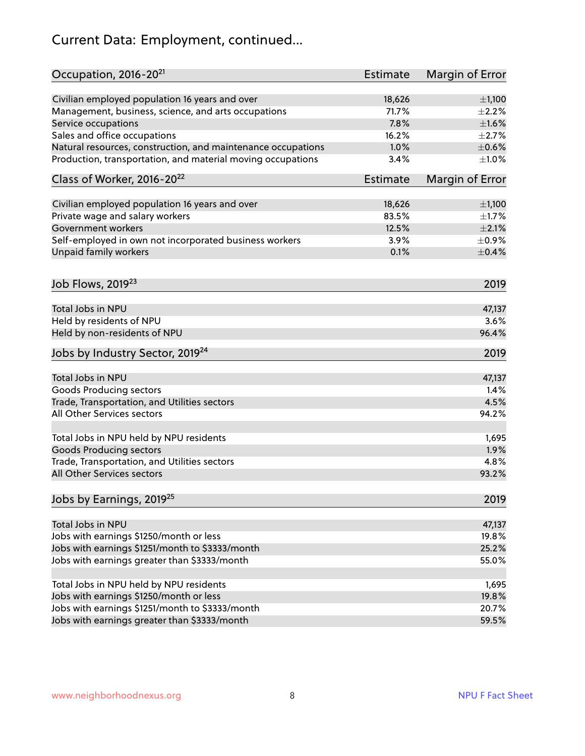## Current Data: Employment, continued...

| Occupation, 2016-20[21] | Estimate | Margin of Error |
|---|---|---|
| Civilian employed population 16 years and over | 18,626 | ±1,100 |
| Management, business, science, and arts occupations | 71.7% | ±2.2% |
| Service occupations | 7.8% | ±1.6% |
| Sales and office occupations | 16.2% | ±2.7% |
| Natural resources, construction, and maintenance occupations | 1.0% | ±0.6% |
| Production, transportation, and material moving occupations | 3.4% | ±1.0% |

| Class of Worker, 2016-20[22] | Estimate | Margin of Error |
|---|---|---|
| Civilian employed population 16 years and over | 18,626 | ±1,100 |
| Private wage and salary workers | 83.5% | ±1.7% |
| Government workers | 12.5% | ±2.1% |
| Self-employed in own not incorporated business workers | 3.9% | ±0.9% |
| Unpaid family workers | 0.1% | ±0.4% |

| Job Flows, 2019[23] | 2019 |
|---|---|
| Total Jobs in NPU | 47,137 |
| Held by residents of NPU | 3.6% |
| Held by non-residents of NPU | 96.4% |

| Jobs by Industry Sector, 2019[24] | 2019 |
|---|---|
| Total Jobs in NPU | 47,137 |
| Goods Producing sectors | 1.4% |
| Trade, Transportation, and Utilities sectors | 4.5% |
| All Other Services sectors | 94.2% |
| | |
| Total Jobs in NPU held by NPU residents | 1,695 |
| Goods Producing sectors | 1.9% |
| Trade, Transportation, and Utilities sectors | 4.8% |
| All Other Services sectors | 93.2% |

| Jobs by Earnings, 2019[25] | 2019 |
|---|---|
| Total Jobs in NPU | 47,137 |
| Jobs with earnings $1250/month or less | 19.8% |
| Jobs with earnings $1251/month to $3333/month | 25.2% |
| Jobs with earnings greater than $3333/month | 55.0% |
| | |
| Total Jobs in NPU held by NPU residents | 1,695 |
| Jobs with earnings $1250/month or less | 19.8% |
| Jobs with earnings $1251/month to $3333/month | 20.7% |
| Jobs with earnings greater than $3333/month | 59.5% |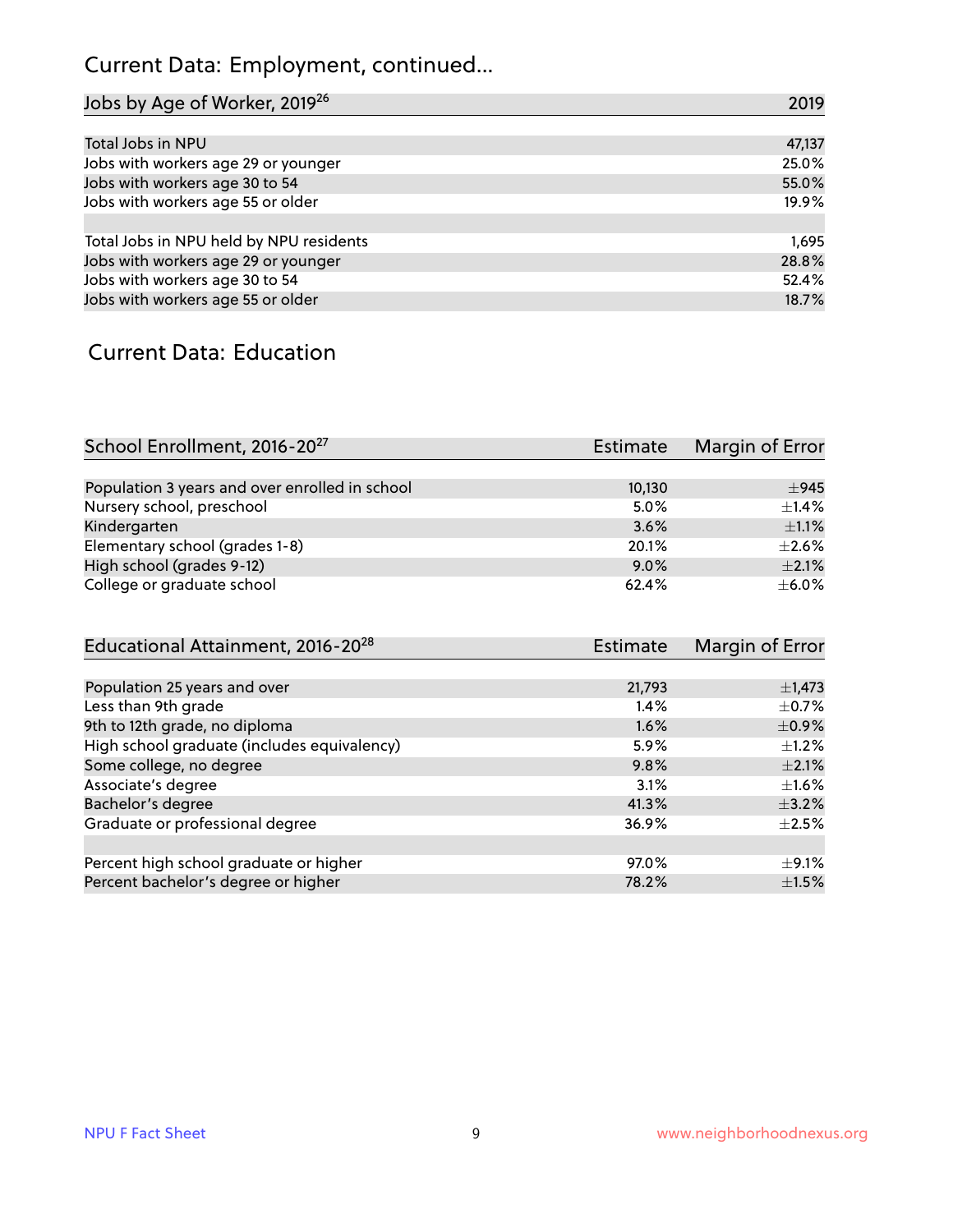# Current Data: Employment, continued...

| Jobs by Age of Worker, 2019[26] | 2019 |
|---|---|
| Total Jobs in NPU | 47,137 |
| Jobs with workers age 29 or younger | 25.0% |
| Jobs with workers age 30 to 54 | 55.0% |
| Jobs with workers age 55 or older | 19.9% |
| | |
| Total Jobs in NPU held by NPU residents | 1,695 |
| Jobs with workers age 29 or younger | 28.8% |
| Jobs with workers age 30 to 54 | 52.4% |
| Jobs with workers age 55 or older | 18.7% |

## Current Data: Education

| School Enrollment, 2016-20[27] | Estimate | Margin of Error |
|---|---|---|
| Population 3 years and over enrolled in school | 10,130 | ±945 |
| Nursery school, preschool | 5.0% | ±1.4% |
| Kindergarten | 3.6% | ±1.1% |
| Elementary school (grades 1-8) | 20.1% | ±2.6% |
| High school (grades 9-12) | 9.0% | ±2.1% |
| College or graduate school | 62.4% | ±6.0% |

| Educational Attainment, 2016-20[28] | Estimate | Margin of Error |
|---|---|---|
| Population 25 years and over | 21,793 | ±1,473 |
| Less than 9th grade | 1.4% | ±0.7% |
| 9th to 12th grade, no diploma | 1.6% | ±0.9% |
| High school graduate (includes equivalency) | 5.9% | ±1.2% |
| Some college, no degree | 9.8% | ±2.1% |
| Associate's degree | 3.1% | ±1.6% |
| Bachelor's degree | 41.3% | ±3.2% |
| Graduate or professional degree | 36.9% | ±2.5% |
| | | |
| Percent high school graduate or higher | 97.0% | ±9.1% |
| Percent bachelor's degree or higher | 78.2% | ±1.5% |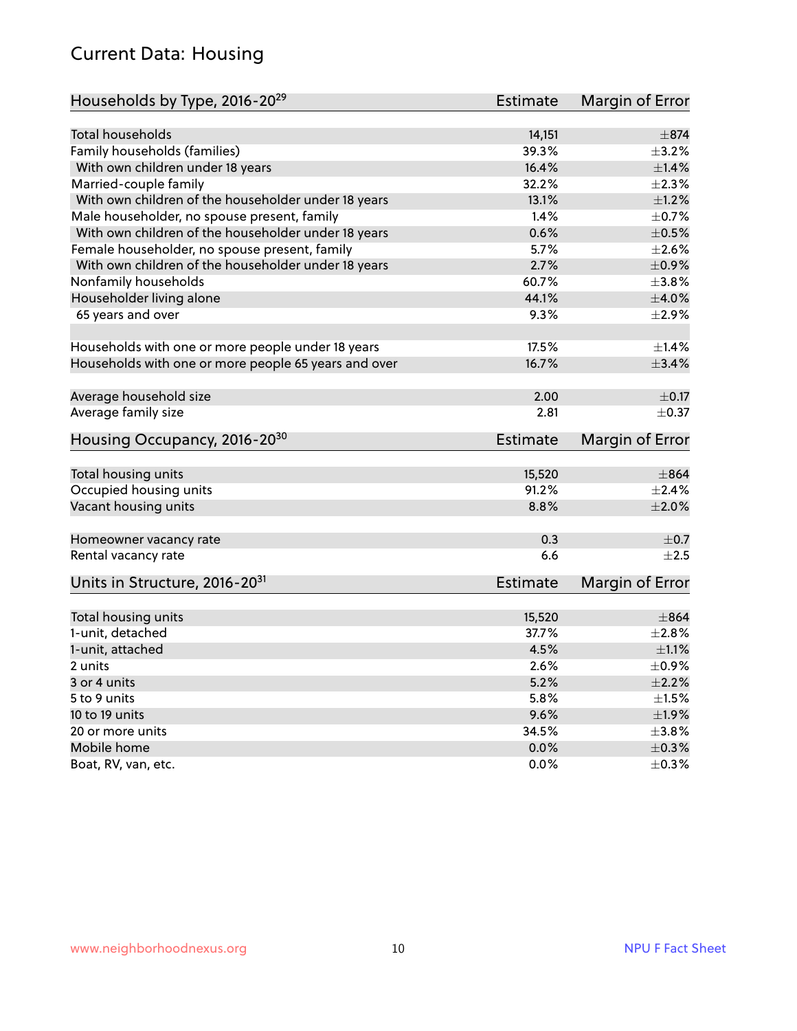## Current Data: Housing

| Households by Type, 2016-20[29] | Estimate | Margin of Error |
|---|---|---|
| Total households | 14,151 | ±874 |
| Family households (families) | 39.3% | ±3.2% |
| With own children under 18 years | 16.4% | ±1.4% |
| Married-couple family | 32.2% | ±2.3% |
| With own children of the householder under 18 years | 13.1% | ±1.2% |
| Male householder, no spouse present, family | 1.4% | ±0.7% |
| With own children of the householder under 18 years | 0.6% | ±0.5% |
| Female householder, no spouse present, family | 5.7% | ±2.6% |
| With own children of the householder under 18 years | 2.7% | ±0.9% |
| Nonfamily households | 60.7% | ±3.8% |
| Householder living alone | 44.1% | ±4.0% |
| 65 years and over | 9.3% | ±2.9% |
| | | |
| Households with one or more people under 18 years | 17.5% | ±1.4% |
| Households with one or more people 65 years and over | 16.7% | ±3.4% |
| | | |
| Average household size | 2.00 | ±0.17 |
| Average family size | 2.81 | ±0.37 |

| Housing Occupancy, 2016-20[30] | Estimate | Margin of Error |
|---|---|---|
| Total housing units | 15,520 | ±864 |
| Occupied housing units | 91.2% | ±2.4% |
| Vacant housing units | 8.8% | ±2.0% |
| | | |
| Homeowner vacancy rate | 0.3 | ±0.7 |
| Rental vacancy rate | 6.6 | ±2.5 |

| Units in Structure, 2016-20[31] | Estimate | Margin of Error |
|---|---|---|
| Total housing units | 15,520 | ±864 |
| 1-unit, detached | 37.7% | ±2.8% |
| 1-unit, attached | 4.5% | ±1.1% |
| 2 units | 2.6% | ±0.9% |
| 3 or 4 units | 5.2% | ±2.2% |
| 5 to 9 units | 5.8% | ±1.5% |
| 10 to 19 units | 9.6% | ±1.9% |
| 20 or more units | 34.5% | ±3.8% |
| Mobile home | 0.0% | ±0.3% |
| Boat, RV, van, etc. | 0.0% | ±0.3% |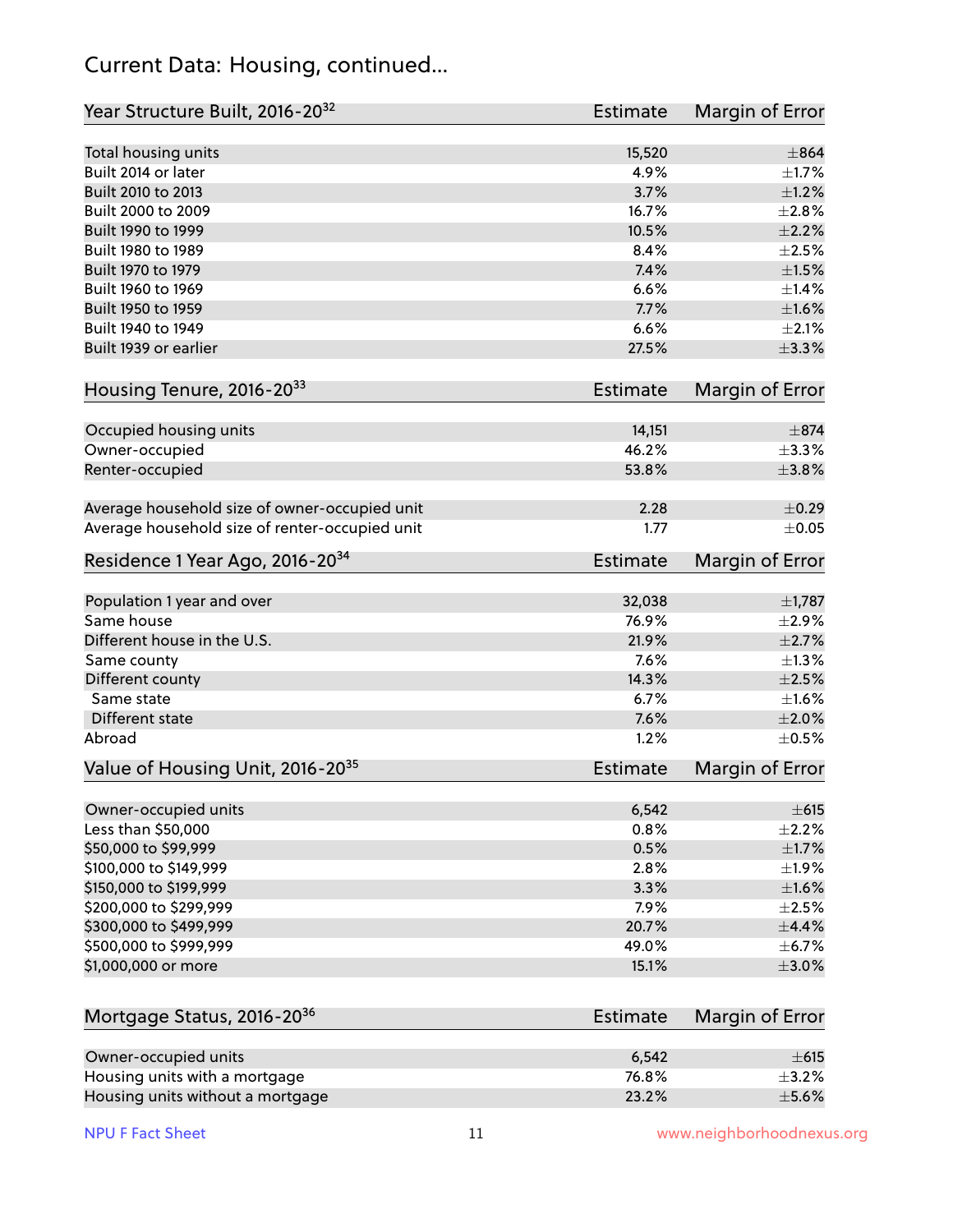## Current Data: Housing, continued...

| Year Structure Built, 2016-20[32] | Estimate | Margin of Error |
|---|---|---|
| Total housing units | 15,520 | ±864 |
| Built 2014 or later | 4.9% | ±1.7% |
| Built 2010 to 2013 | 3.7% | ±1.2% |
| Built 2000 to 2009 | 16.7% | ±2.8% |
| Built 1990 to 1999 | 10.5% | ±2.2% |
| Built 1980 to 1989 | 8.4% | ±2.5% |
| Built 1970 to 1979 | 7.4% | ±1.5% |
| Built 1960 to 1969 | 6.6% | ±1.4% |
| Built 1950 to 1959 | 7.7% | ±1.6% |
| Built 1940 to 1949 | 6.6% | ±2.1% |
| Built 1939 or earlier | 27.5% | ±3.3% |

| Housing Tenure, 2016-20[33] | Estimate | Margin of Error |
|---|---|---|
| Occupied housing units | 14,151 | ±874 |
| Owner-occupied | 46.2% | ±3.3% |
| Renter-occupied | 53.8% | ±3.8% |
| Average household size of owner-occupied unit | 2.28 | ±0.29 |
| Average household size of renter-occupied unit | 1.77 | ±0.05 |

| Residence 1 Year Ago, 2016-20[34] | Estimate | Margin of Error |
|---|---|---|
| Population 1 year and over | 32,038 | ±1,787 |
| Same house | 76.9% | ±2.9% |
| Different house in the U.S. | 21.9% | ±2.7% |
| Same county | 7.6% | ±1.3% |
| Different county | 14.3% | ±2.5% |
| Same state | 6.7% | ±1.6% |
| Different state | 7.6% | ±2.0% |
| Abroad | 1.2% | ±0.5% |

| Value of Housing Unit, 2016-20[35] | Estimate | Margin of Error |
|---|---|---|
| Owner-occupied units | 6,542 | ±615 |
| Less than $50,000 | 0.8% | ±2.2% |
| $50,000 to $99,999 | 0.5% | ±1.7% |
| $100,000 to $149,999 | 2.8% | ±1.9% |
| $150,000 to $199,999 | 3.3% | ±1.6% |
| $200,000 to $299,999 | 7.9% | ±2.5% |
| $300,000 to $499,999 | 20.7% | ±4.4% |
| $500,000 to $999,999 | 49.0% | ±6.7% |
| $1,000,000 or more | 15.1% | ±3.0% |

| Mortgage Status, 2016-20[36] | Estimate | Margin of Error |
|---|---|---|
| Owner-occupied units | 6,542 | ±615 |
| Housing units with a mortgage | 76.8% | ±3.2% |
| Housing units without a mortgage | 23.2% | ±5.6% |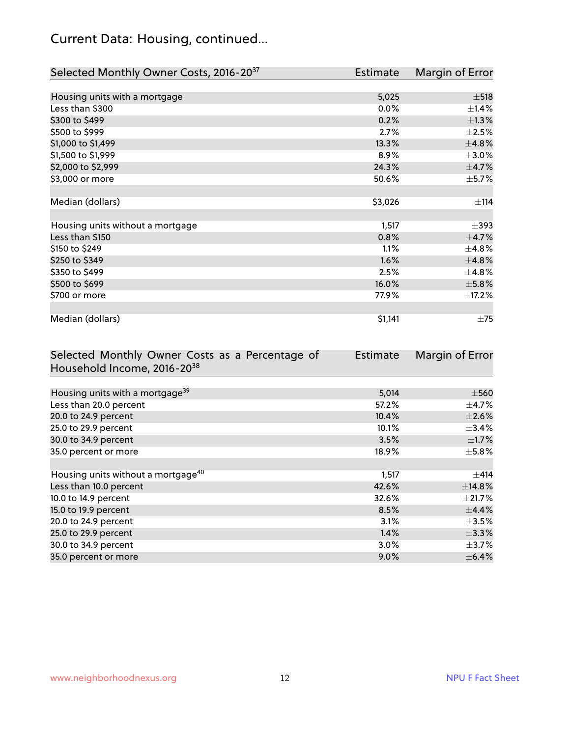## Current Data: Housing, continued...

| Selected Monthly Owner Costs, 2016-20[37] | Estimate | Margin of Error |
|---|---|---|
| Housing units with a mortgage | 5,025 | ±518 |
| Less than $300 | 0.0% | ±1.4% |
| $300 to $499 | 0.2% | ±1.3% |
| $500 to $999 | 2.7% | ±2.5% |
| $1,000 to $1,499 | 13.3% | ±4.8% |
| $1,500 to $1,999 | 8.9% | ±3.0% |
| $2,000 to $2,999 | 24.3% | ±4.7% |
| $3,000 or more | 50.6% | ±5.7% |
| | | |
| Median (dollars) | $3,026 | ±114 |
| | | |
| Housing units without a mortgage | 1,517 | ±393 |
| Less than $150 | 0.8% | ±4.7% |
| $150 to $249 | 1.1% | ±4.8% |
| $250 to $349 | 1.6% | ±4.8% |
| $350 to $499 | 2.5% | ±4.8% |
| $500 to $699 | 16.0% | ±5.8% |
| $700 or more | 77.9% | ±17.2% |
| | | |
| Median (dollars) | $1,141 | ±75 |

| Selected Monthly Owner Costs as a Percentage of Household Income, 2016-20[38] | Estimate | Margin of Error |
|---|---|---|
| Housing units with a mortgage[39] | 5,014 | ±560 |
| Less than 20.0 percent | 57.2% | ±4.7% |
| 20.0 to 24.9 percent | 10.4% | ±2.6% |
| 25.0 to 29.9 percent | 10.1% | ±3.4% |
| 30.0 to 34.9 percent | 3.5% | ±1.7% |
| 35.0 percent or more | 18.9% | ±5.8% |
| | | |
| Housing units without a mortgage[40] | 1,517 | ±414 |
| Less than 10.0 percent | 42.6% | ±14.8% |
| 10.0 to 14.9 percent | 32.6% | ±21.7% |
| 15.0 to 19.9 percent | 8.5% | ±4.4% |
| 20.0 to 24.9 percent | 3.1% | ±3.5% |
| 25.0 to 29.9 percent | 1.4% | ±3.3% |
| 30.0 to 34.9 percent | 3.0% | ±3.7% |
| 35.0 percent or more | 9.0% | ±6.4% |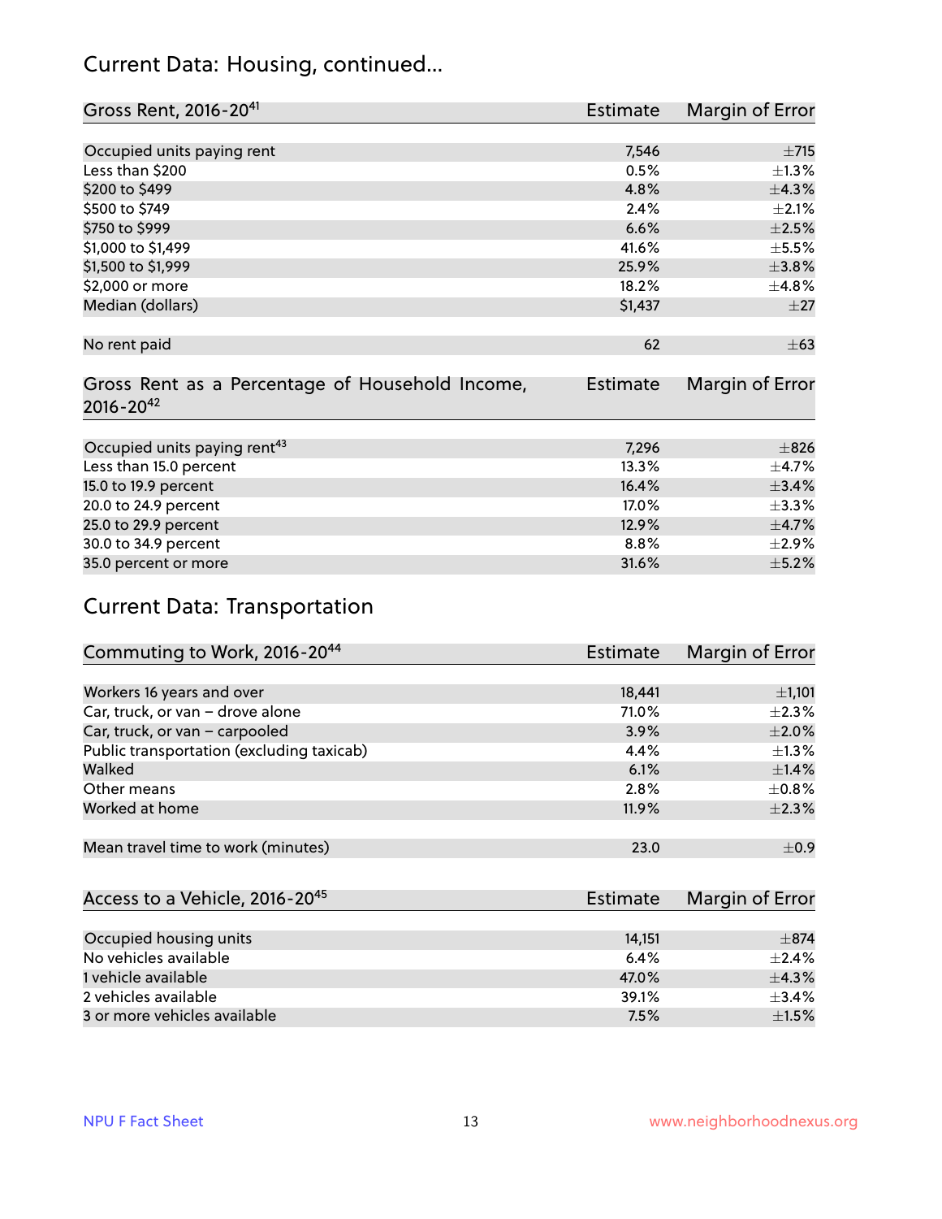## Current Data: Housing, continued...

| Gross Rent, 2016-20[41] | Estimate | Margin of Error |
|---|---|---|
| Occupied units paying rent | 7,546 | ±715 |
| Less than $200 | 0.5% | ±1.3% |
| $200 to $499 | 4.8% | ±4.3% |
| $500 to $749 | 2.4% | ±2.1% |
| $750 to $999 | 6.6% | ±2.5% |
| $1,000 to $1,499 | 41.6% | ±5.5% |
| $1,500 to $1,999 | 25.9% | ±3.8% |
| $2,000 or more | 18.2% | ±4.8% |
| Median (dollars) | $1,437 | ±27 |
| No rent paid | 62 | ±63 |

| Gross Rent as a Percentage of Household Income, 2016-20[42] | Estimate | Margin of Error |
|---|---|---|
| Occupied units paying rent[43] | 7,296 | ±826 |
| Less than 15.0 percent | 13.3% | ±4.7% |
| 15.0 to 19.9 percent | 16.4% | ±3.4% |
| 20.0 to 24.9 percent | 17.0% | ±3.3% |
| 25.0 to 29.9 percent | 12.9% | ±4.7% |
| 30.0 to 34.9 percent | 8.8% | ±2.9% |
| 35.0 percent or more | 31.6% | ±5.2% |

## Current Data: Transportation

| Commuting to Work, 2016-20[44] | Estimate | Margin of Error |
|---|---|---|
| Workers 16 years and over | 18,441 | ±1,101 |
| Car, truck, or van – drove alone | 71.0% | ±2.3% |
| Car, truck, or van – carpooled | 3.9% | ±2.0% |
| Public transportation (excluding taxicab) | 4.4% | ±1.3% |
| Walked | 6.1% | ±1.4% |
| Other means | 2.8% | ±0.8% |
| Worked at home | 11.9% | ±2.3% |
| Mean travel time to work (minutes) | 23.0 | ±0.9 |

| Access to a Vehicle, 2016-20[45] | Estimate | Margin of Error |
|---|---|---|
| Occupied housing units | 14,151 | ±874 |
| No vehicles available | 6.4% | ±2.4% |
| 1 vehicle available | 47.0% | ±4.3% |
| 2 vehicles available | 39.1% | ±3.4% |
| 3 or more vehicles available | 7.5% | ±1.5% |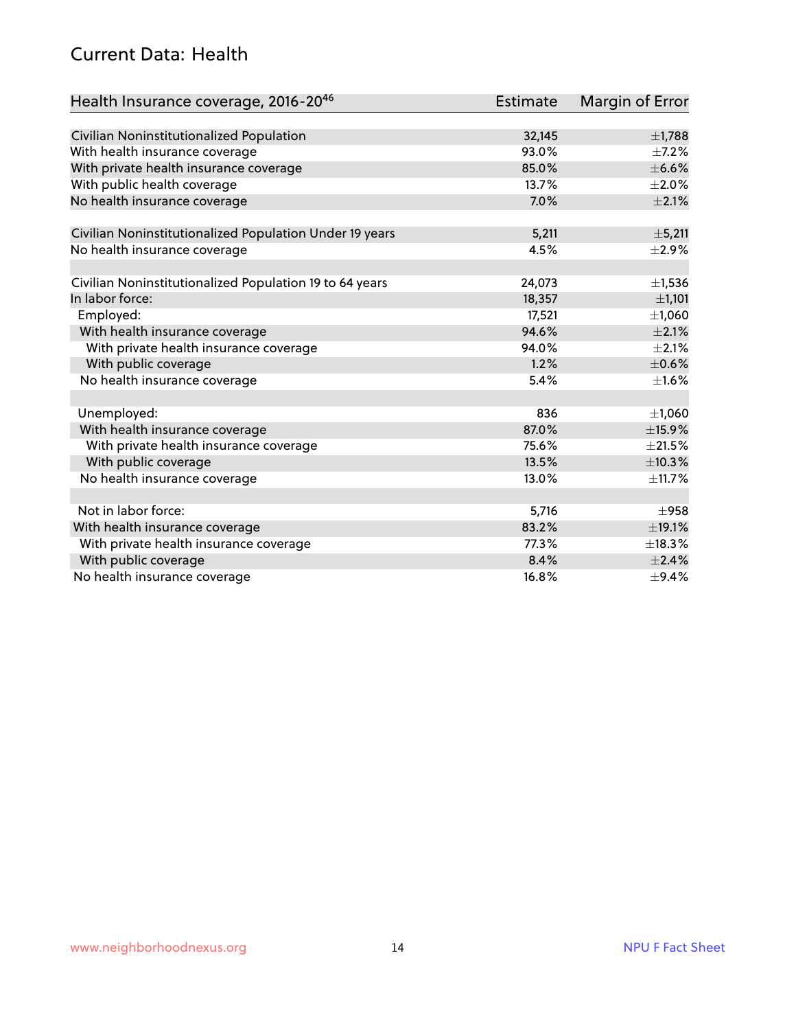## Current Data: Health

| Health Insurance coverage, 2016-20[46] | Estimate | Margin of Error |
|---|---|---|
| Civilian Noninstitutionalized Population | 32,145 | ±1,788 |
| With health insurance coverage | 93.0% | ±7.2% |
| With private health insurance coverage | 85.0% | ±6.6% |
| With public health coverage | 13.7% | ±2.0% |
| No health insurance coverage | 7.0% | ±2.1% |
| | | |
| Civilian Noninstitutionalized Population Under 19 years | 5,211 | ±5,211 |
| No health insurance coverage | 4.5% | ±2.9% |
| | | |
| Civilian Noninstitutionalized Population 19 to 64 years | 24,073 | ±1,536 |
| In labor force: | 18,357 | ±1,101 |
| Employed: | 17,521 | ±1,060 |
| With health insurance coverage | 94.6% | ±2.1% |
| With private health insurance coverage | 94.0% | ±2.1% |
| With public coverage | 1.2% | ±0.6% |
| No health insurance coverage | 5.4% | ±1.6% |
| | | |
| Unemployed: | 836 | ±1,060 |
| With health insurance coverage | 87.0% | ±15.9% |
| With private health insurance coverage | 75.6% | ±21.5% |
| With public coverage | 13.5% | ±10.3% |
| No health insurance coverage | 13.0% | ±11.7% |
| | | |
| Not in labor force: | 5,716 | ±958 |
| With health insurance coverage | 83.2% | ±19.1% |
| With private health insurance coverage | 77.3% | ±18.3% |
| With public coverage | 8.4% | ±2.4% |
| No health insurance coverage | 16.8% | ±9.4% |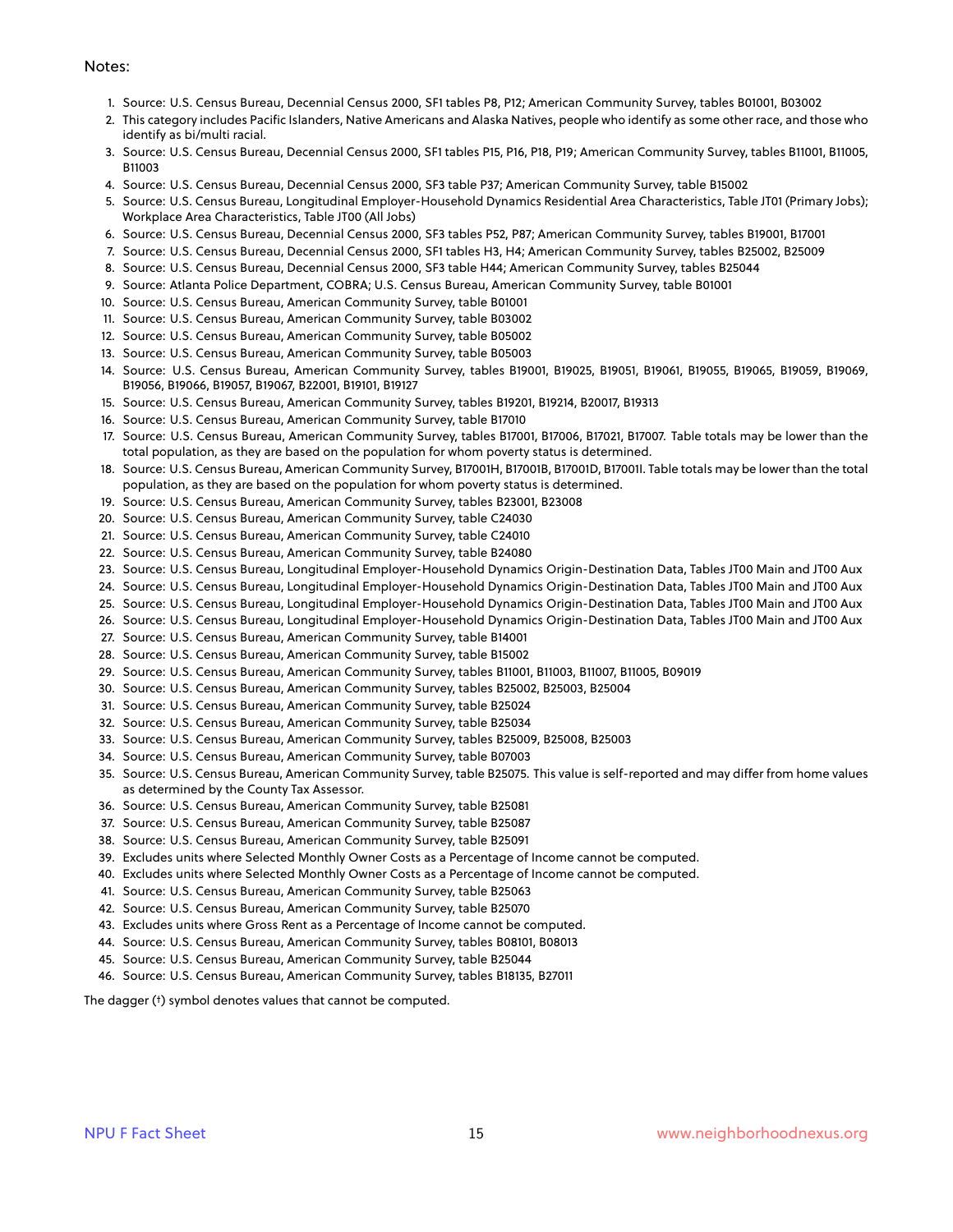Notes:

1. Source: U.S. Census Bureau, Decennial Census 2000, SF1 tables P8, P12; American Community Survey, tables B01001, B03002
2. This category includes Pacific Islanders, Native Americans and Alaska Natives, people who identify as some other race, and those who identify as bi/multi racial.
3. Source: U.S. Census Bureau, Decennial Census 2000, SF1 tables P15, P16, P18, P19; American Community Survey, tables B11001, B11005, B11003
4. Source: U.S. Census Bureau, Decennial Census 2000, SF3 table P37; American Community Survey, table B15002
5. Source: U.S. Census Bureau, Longitudinal Employer-Household Dynamics Residential Area Characteristics, Table JT01 (Primary Jobs); Workplace Area Characteristics, Table JT00 (All Jobs)
6. Source: U.S. Census Bureau, Decennial Census 2000, SF3 tables P52, P87; American Community Survey, tables B19001, B17001
7. Source: U.S. Census Bureau, Decennial Census 2000, SF1 tables H3, H4; American Community Survey, tables B25002, B25009
8. Source: U.S. Census Bureau, Decennial Census 2000, SF3 table H44; American Community Survey, tables B25044
9. Source: Atlanta Police Department, COBRA; U.S. Census Bureau, American Community Survey, table B01001
10. Source: U.S. Census Bureau, American Community Survey, table B01001
11. Source: U.S. Census Bureau, American Community Survey, table B03002
12. Source: U.S. Census Bureau, American Community Survey, table B05002
13. Source: U.S. Census Bureau, American Community Survey, table B05003
14. Source: U.S. Census Bureau, American Community Survey, tables B19001, B19025, B19051, B19061, B19055, B19065, B19059, B19069, B19056, B19066, B19057, B19067, B22001, B19101, B19127
15. Source: U.S. Census Bureau, American Community Survey, tables B19201, B19214, B20017, B19313
16. Source: U.S. Census Bureau, American Community Survey, table B17010
17. Source: U.S. Census Bureau, American Community Survey, tables B17001, B17006, B17021, B17007. Table totals may be lower than the total population, as they are based on the population for whom poverty status is determined.
18. Source: U.S. Census Bureau, American Community Survey, B17001H, B17001B, B17001D, B17001I. Table totals may be lower than the total population, as they are based on the population for whom poverty status is determined.
19. Source: U.S. Census Bureau, American Community Survey, tables B23001, B23008
20. Source: U.S. Census Bureau, American Community Survey, table C24030
21. Source: U.S. Census Bureau, American Community Survey, table C24010
22. Source: U.S. Census Bureau, American Community Survey, table B24080
23. Source: U.S. Census Bureau, Longitudinal Employer-Household Dynamics Origin-Destination Data, Tables JT00 Main and JT00 Aux
24. Source: U.S. Census Bureau, Longitudinal Employer-Household Dynamics Origin-Destination Data, Tables JT00 Main and JT00 Aux
25. Source: U.S. Census Bureau, Longitudinal Employer-Household Dynamics Origin-Destination Data, Tables JT00 Main and JT00 Aux
26. Source: U.S. Census Bureau, Longitudinal Employer-Household Dynamics Origin-Destination Data, Tables JT00 Main and JT00 Aux
27. Source: U.S. Census Bureau, American Community Survey, table B14001
28. Source: U.S. Census Bureau, American Community Survey, table B15002
29. Source: U.S. Census Bureau, American Community Survey, tables B11001, B11003, B11007, B11005, B09019
30. Source: U.S. Census Bureau, American Community Survey, tables B25002, B25003, B25004
31. Source: U.S. Census Bureau, American Community Survey, table B25024
32. Source: U.S. Census Bureau, American Community Survey, table B25034
33. Source: U.S. Census Bureau, American Community Survey, tables B25009, B25008, B25003
34. Source: U.S. Census Bureau, American Community Survey, table B07003
35. Source: U.S. Census Bureau, American Community Survey, table B25075. This value is self-reported and may differ from home values as determined by the County Tax Assessor.
36. Source: U.S. Census Bureau, American Community Survey, table B25081
37. Source: U.S. Census Bureau, American Community Survey, table B25087
38. Source: U.S. Census Bureau, American Community Survey, table B25091
39. Excludes units where Selected Monthly Owner Costs as a Percentage of Income cannot be computed.
40. Excludes units where Selected Monthly Owner Costs as a Percentage of Income cannot be computed.
41. Source: U.S. Census Bureau, American Community Survey, table B25063
42. Source: U.S. Census Bureau, American Community Survey, table B25070
43. Excludes units where Gross Rent as a Percentage of Income cannot be computed.
44. Source: U.S. Census Bureau, American Community Survey, tables B08101, B08013
45. Source: U.S. Census Bureau, American Community Survey, table B25044
46. Source: U.S. Census Bureau, American Community Survey, tables B18135, B27011

The dagger (†) symbol denotes values that cannot be computed.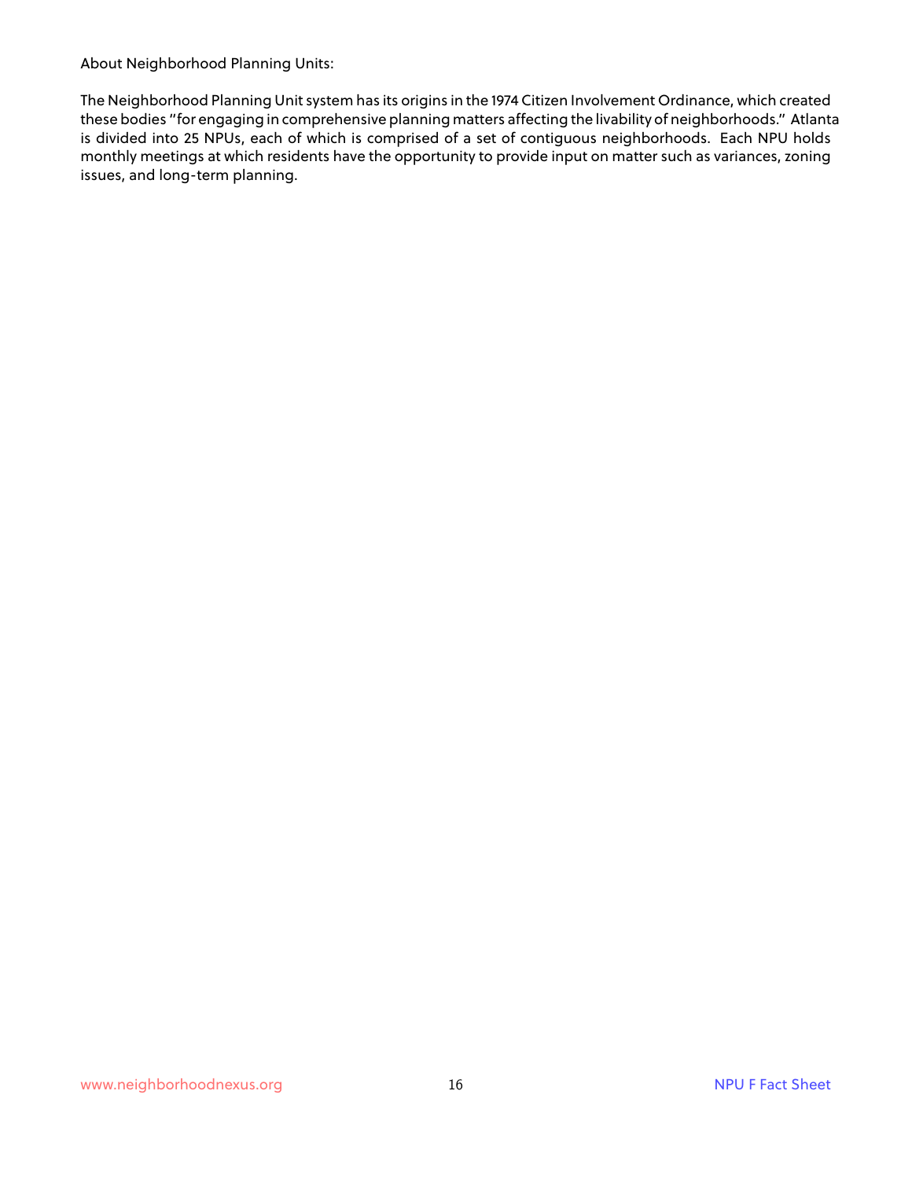About Neighborhood Planning Units:

The Neighborhood Planning Unit system has its origins in the 1974 Citizen Involvement Ordinance, which created these bodies "for engaging in comprehensive planning matters affecting the livability of neighborhoods." Atlanta is divided into 25 NPUs, each of which is comprised of a set of contiguous neighborhoods. Each NPU holds monthly meetings at which residents have the opportunity to provide input on matter such as variances, zoning issues, and long-term planning.